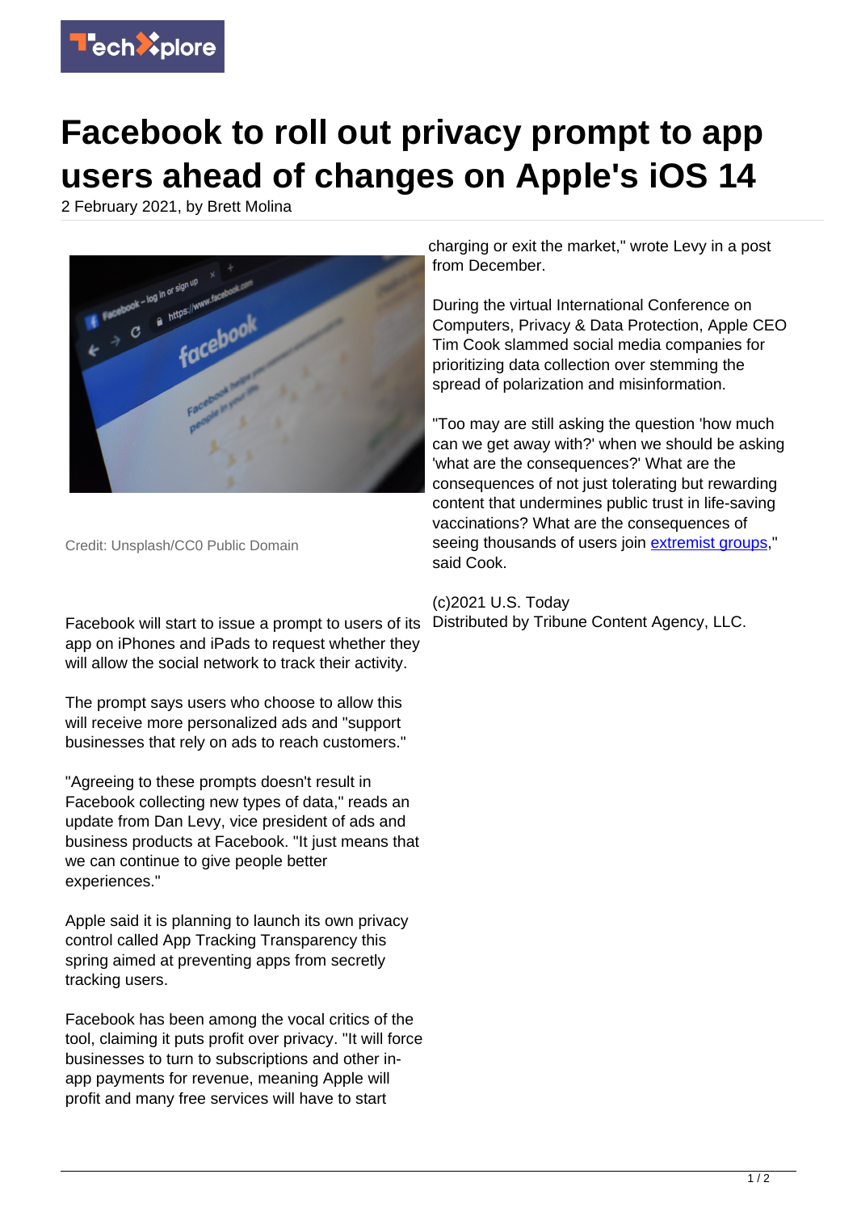# Facebook to roll out privacy prompt to app users ahead of changes on Apple's iOS 14

2 February 2021, by Brett Molina

Credit: Unsplash/CC0 Public Domain

Facebook will start to issue a prompt to users of its app on iPhones and iPads to request whether they will allow the social network to track their activity.

The prompt says users who choose to allow this will receive more personalized ads and "support businesses that rely on ads to reach customers."

"Agreeing to these prompts doesn't result in Facebook collecting new types of data," reads an update from Dan Levy, vice president of ads and business products at Facebook. "It just means that we can continue to give people better experiences."

Apple said it is planning to launch its own privacy control called App Tracking Transparency this spring aimed at preventing apps from secretly tracking users.

Facebook has been among the vocal critics of the tool, claiming it puts profit over privacy. "It will force businesses to turn to subscriptions and other in-app payments for revenue, meaning Apple will profit and many free services will have to start charging or exit the market," wrote Levy in a post from December.

During the virtual International Conference on Computers, Privacy & Data Protection, Apple CEO Tim Cook slammed social media companies for prioritizing data collection over stemming the spread of polarization and misinformation.

"Too may are still asking the question 'how much can we get away with?' when we should be asking 'what are the consequences?' What are the consequences of not just tolerating but rewarding content that undermines public trust in life-saving vaccinations? What are the consequences of seeing thousands of users join extremist groups," said Cook.

(c)2021 U.S. Today
Distributed by Tribune Content Agency, LLC.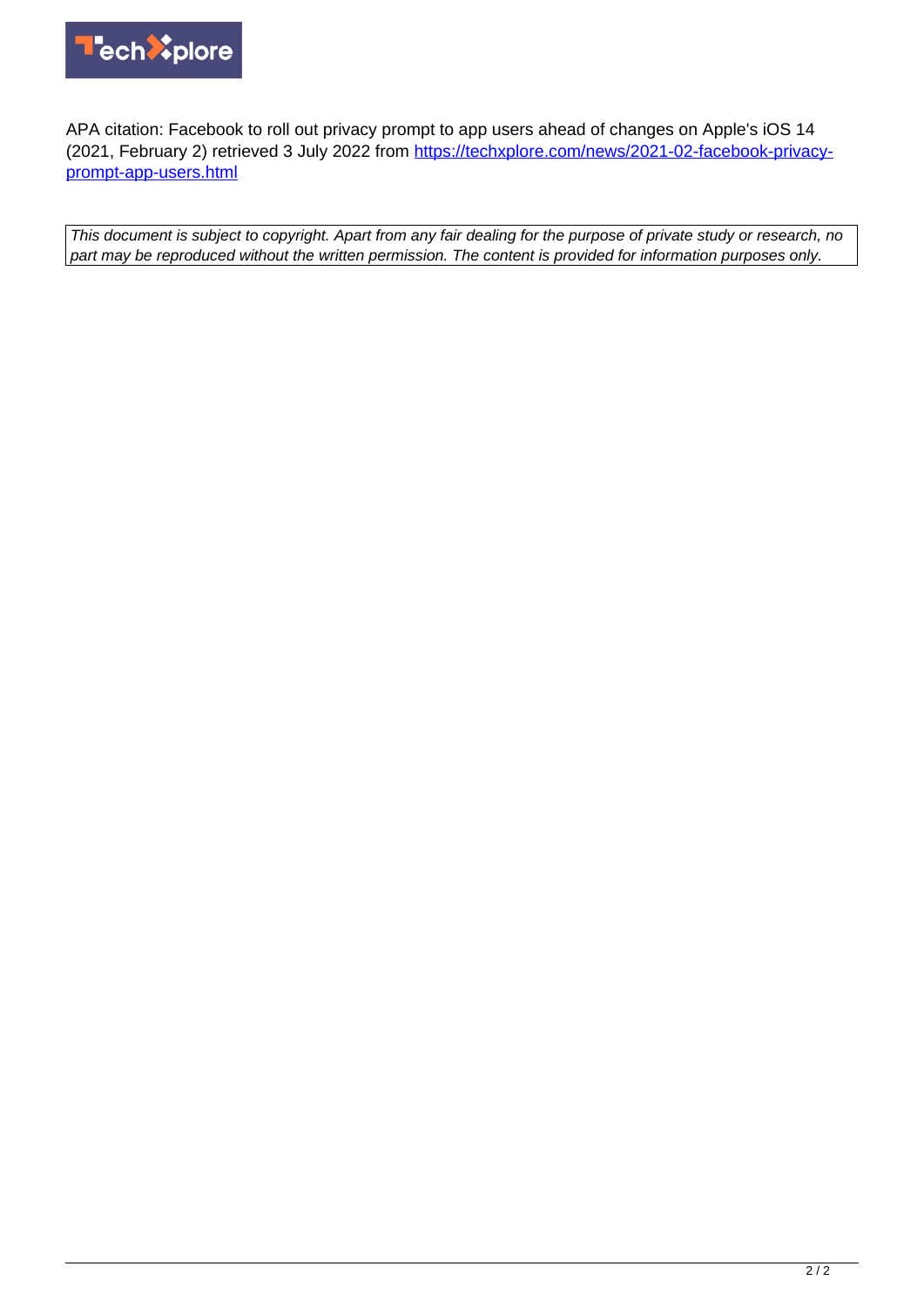APA citation: Facebook to roll out privacy prompt to app users ahead of changes on Apple's iOS 14 (2021, February 2) retrieved 3 July 2022 from [https://techxplore.com/news/2021-02-facebook-privacy-prompt-app-users.html](https://techxplore.com/news/2021-02-facebook-privacy-prompt-app-users.html)

*This document is subject to copyright. Apart from any fair dealing for the purpose of private study or research, no part may be reproduced without the written permission. The content is provided for information purposes only.*